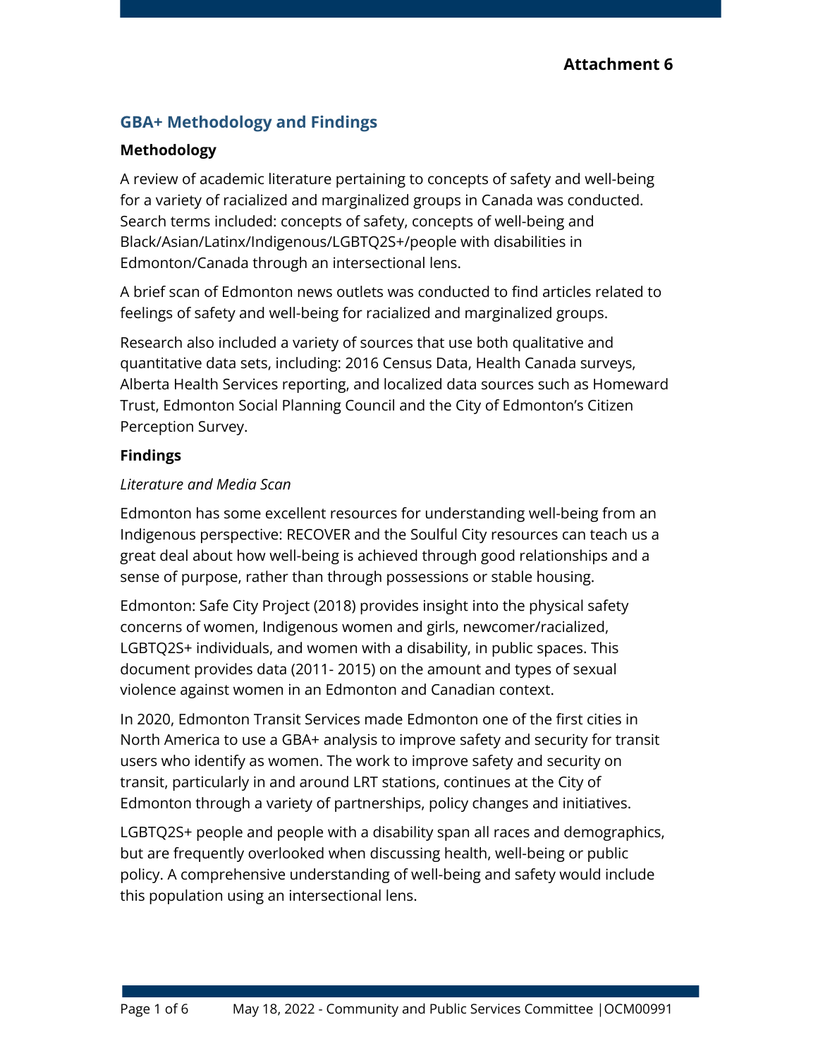**Attachment 6**

## GBA+ Methodology and Findings

### Methodology

A review of academic literature pertaining to concepts of safety and well-being for a variety of racialized and marginalized groups in Canada was conducted. Search terms included: concepts of safety, concepts of well-being and Black/Asian/Latinx/Indigenous/LGBTQ2S+/people with disabilities in Edmonton/Canada through an intersectional lens.

A brief scan of Edmonton news outlets was conducted to find articles related to feelings of safety and well-being for racialized and marginalized groups.

Research also included a variety of sources that use both qualitative and quantitative data sets, including: 2016 Census Data, Health Canada surveys, Alberta Health Services reporting, and localized data sources such as Homeward Trust, Edmonton Social Planning Council and the City of Edmonton's Citizen Perception Survey.

### Findings

*Literature and Media Scan*

Edmonton has some excellent resources for understanding well-being from an Indigenous perspective: RECOVER and the Soulful City resources can teach us a great deal about how well-being is achieved through good relationships and a sense of purpose, rather than through possessions or stable housing.

Edmonton: Safe City Project (2018) provides insight into the physical safety concerns of women, Indigenous women and girls, newcomer/racialized, LGBTQ2S+ individuals, and women with a disability, in public spaces. This document provides data (2011- 2015) on the amount and types of sexual violence against women in an Edmonton and Canadian context.

In 2020, Edmonton Transit Services made Edmonton one of the first cities in North America to use a GBA+ analysis to improve safety and security for transit users who identify as women. The work to improve safety and security on transit, particularly in and around LRT stations, continues at the City of Edmonton through a variety of partnerships, policy changes and initiatives.

LGBTQ2S+ people and people with a disability span all races and demographics, but are frequently overlooked when discussing health, well-being or public policy. A comprehensive understanding of well-being and safety would include this population using an intersectional lens.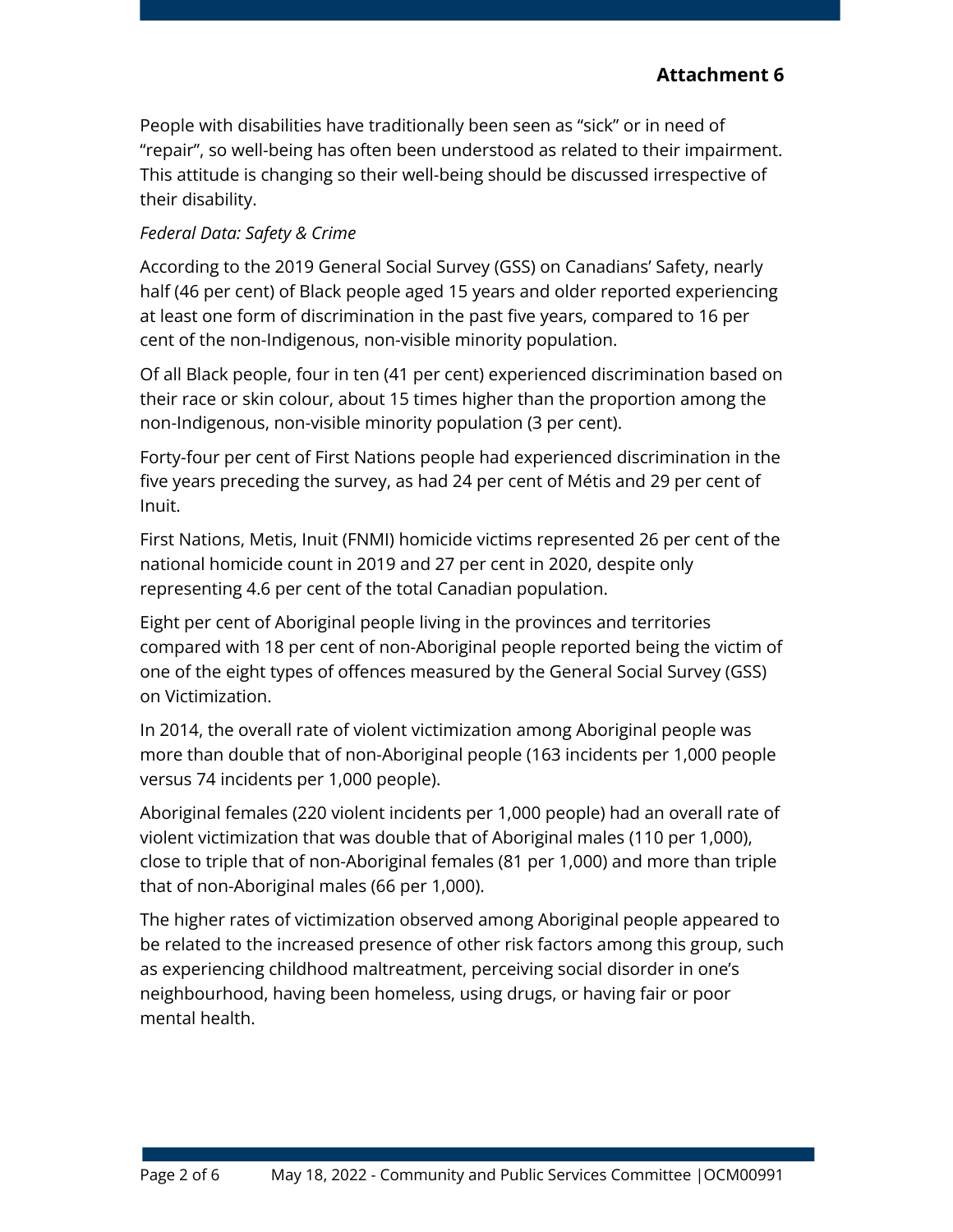**Attachment 6**

People with disabilities have traditionally been seen as "sick" or in need of "repair", so well-being has often been understood as related to their impairment. This attitude is changing so their well-being should be discussed irrespective of their disability.

*Federal Data: Safety & Crime*

According to the 2019 General Social Survey (GSS) on Canadians' Safety, nearly half (46 per cent) of Black people aged 15 years and older reported experiencing at least one form of discrimination in the past five years, compared to 16 per cent of the non-Indigenous, non-visible minority population.

Of all Black people, four in ten (41 per cent) experienced discrimination based on their race or skin colour, about 15 times higher than the proportion among the non-Indigenous, non-visible minority population (3 per cent).

Forty-four per cent of First Nations people had experienced discrimination in the five years preceding the survey, as had 24 per cent of Métis and 29 per cent of Inuit.

First Nations, Metis, Inuit (FNMI) homicide victims represented 26 per cent of the national homicide count in 2019 and 27 per cent in 2020, despite only representing 4.6 per cent of the total Canadian population.

Eight per cent of Aboriginal people living in the provinces and territories compared with 18 per cent of non-Aboriginal people reported being the victim of one of the eight types of offences measured by the General Social Survey (GSS) on Victimization.

In 2014, the overall rate of violent victimization among Aboriginal people was more than double that of non-Aboriginal people (163 incidents per 1,000 people versus 74 incidents per 1,000 people).

Aboriginal females (220 violent incidents per 1,000 people) had an overall rate of violent victimization that was double that of Aboriginal males (110 per 1,000), close to triple that of non-Aboriginal females (81 per 1,000) and more than triple that of non-Aboriginal males (66 per 1,000).

The higher rates of victimization observed among Aboriginal people appeared to be related to the increased presence of other risk factors among this group, such as experiencing childhood maltreatment, perceiving social disorder in one's neighbourhood, having been homeless, using drugs, or having fair or poor mental health.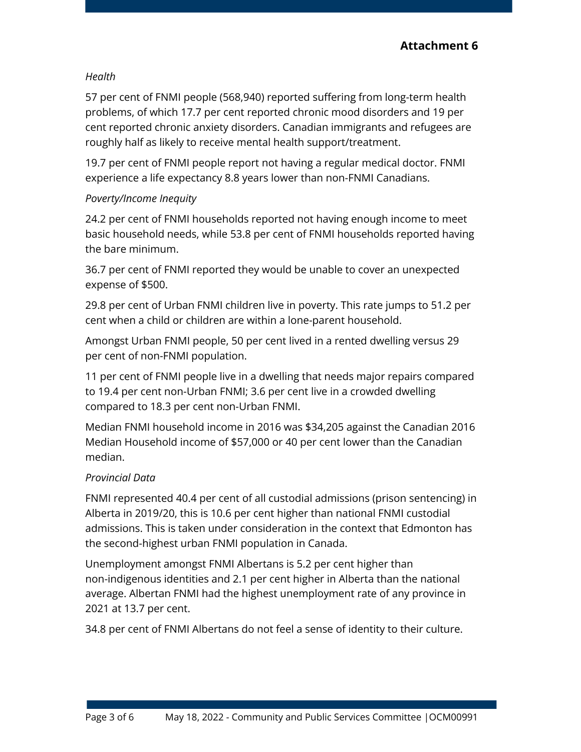**Attachment 6**

*Health*

57 per cent of FNMI people (568,940) reported suffering from long-term health problems, of which 17.7 per cent reported chronic mood disorders and 19 per cent reported chronic anxiety disorders. Canadian immigrants and refugees are roughly half as likely to receive mental health support/treatment.

19.7 per cent of FNMI people report not having a regular medical doctor. FNMI experience a life expectancy 8.8 years lower than non-FNMI Canadians.

*Poverty/Income Inequity*

24.2 per cent of FNMI households reported not having enough income to meet basic household needs, while 53.8 per cent of FNMI households reported having the bare minimum.

36.7 per cent of FNMI reported they would be unable to cover an unexpected expense of $500.

29.8 per cent of Urban FNMI children live in poverty. This rate jumps to 51.2 per cent when a child or children are within a lone-parent household.

Amongst Urban FNMI people, 50 per cent lived in a rented dwelling versus 29 per cent of non-FNMI population.

11 per cent of FNMI people live in a dwelling that needs major repairs compared to 19.4 per cent non-Urban FNMI; 3.6 per cent live in a crowded dwelling compared to 18.3 per cent non-Urban FNMI.

Median FNMI household income in 2016 was $34,205 against the Canadian 2016 Median Household income of $57,000 or 40 per cent lower than the Canadian median.

*Provincial Data*

FNMI represented 40.4 per cent of all custodial admissions (prison sentencing) in Alberta in 2019/20, this is 10.6 per cent higher than national FNMI custodial admissions. This is taken under consideration in the context that Edmonton has the second-highest urban FNMI population in Canada.

Unemployment amongst FNMI Albertans is 5.2 per cent higher than non-indigenous identities and 2.1 per cent higher in Alberta than the national average. Albertan FNMI had the highest unemployment rate of any province in 2021 at 13.7 per cent.

34.8 per cent of FNMI Albertans do not feel a sense of identity to their culture.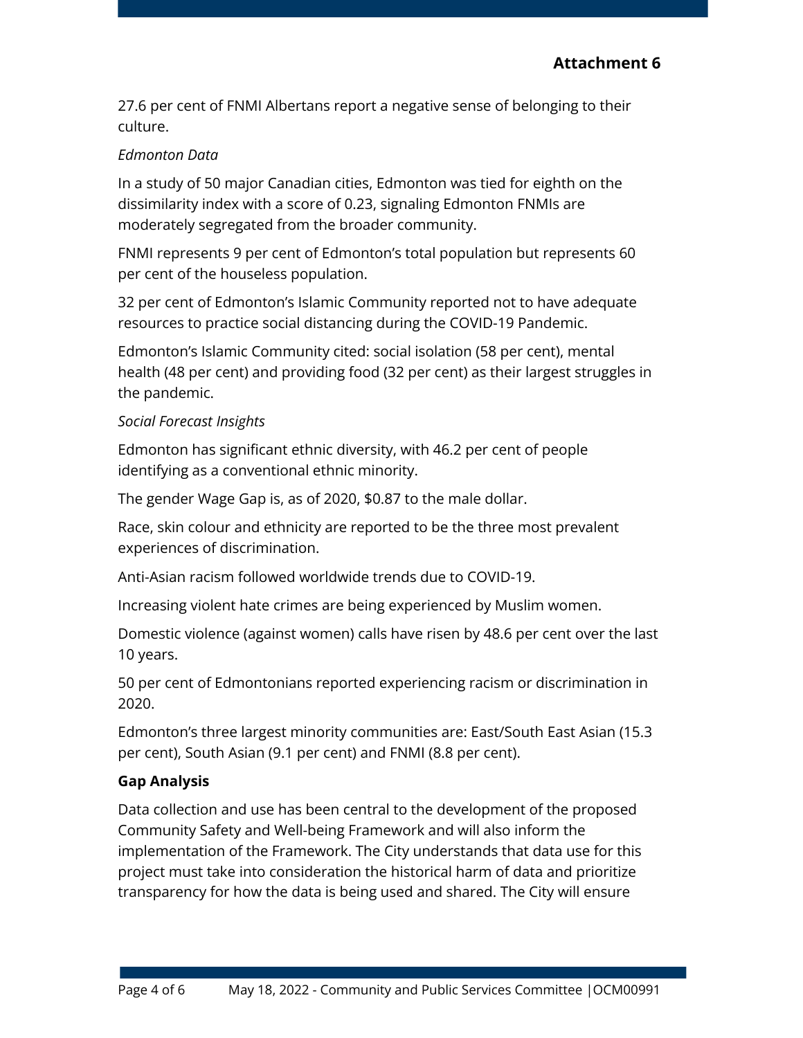**Attachment 6**

27.6 per cent of FNMI Albertans report a negative sense of belonging to their culture.

*Edmonton Data*

In a study of 50 major Canadian cities, Edmonton was tied for eighth on the dissimilarity index with a score of 0.23, signaling Edmonton FNMIs are moderately segregated from the broader community.

FNMI represents 9 per cent of Edmonton's total population but represents 60 per cent of the houseless population.

32 per cent of Edmonton's Islamic Community reported not to have adequate resources to practice social distancing during the COVID-19 Pandemic.

Edmonton's Islamic Community cited: social isolation (58 per cent), mental health (48 per cent) and providing food (32 per cent) as their largest struggles in the pandemic.

*Social Forecast Insights*

Edmonton has significant ethnic diversity, with 46.2 per cent of people identifying as a conventional ethnic minority.

The gender Wage Gap is, as of 2020, $0.87 to the male dollar.

Race, skin colour and ethnicity are reported to be the three most prevalent experiences of discrimination.

Anti-Asian racism followed worldwide trends due to COVID-19.

Increasing violent hate crimes are being experienced by Muslim women.

Domestic violence (against women) calls have risen by 48.6 per cent over the last 10 years.

50 per cent of Edmontonians reported experiencing racism or discrimination in 2020.

Edmonton's three largest minority communities are: East/South East Asian (15.3 per cent), South Asian (9.1 per cent) and FNMI (8.8 per cent).

**Gap Analysis**

Data collection and use has been central to the development of the proposed Community Safety and Well-being Framework and will also inform the implementation of the Framework. The City understands that data use for this project must take into consideration the historical harm of data and prioritize transparency for how the data is being used and shared. The City will ensure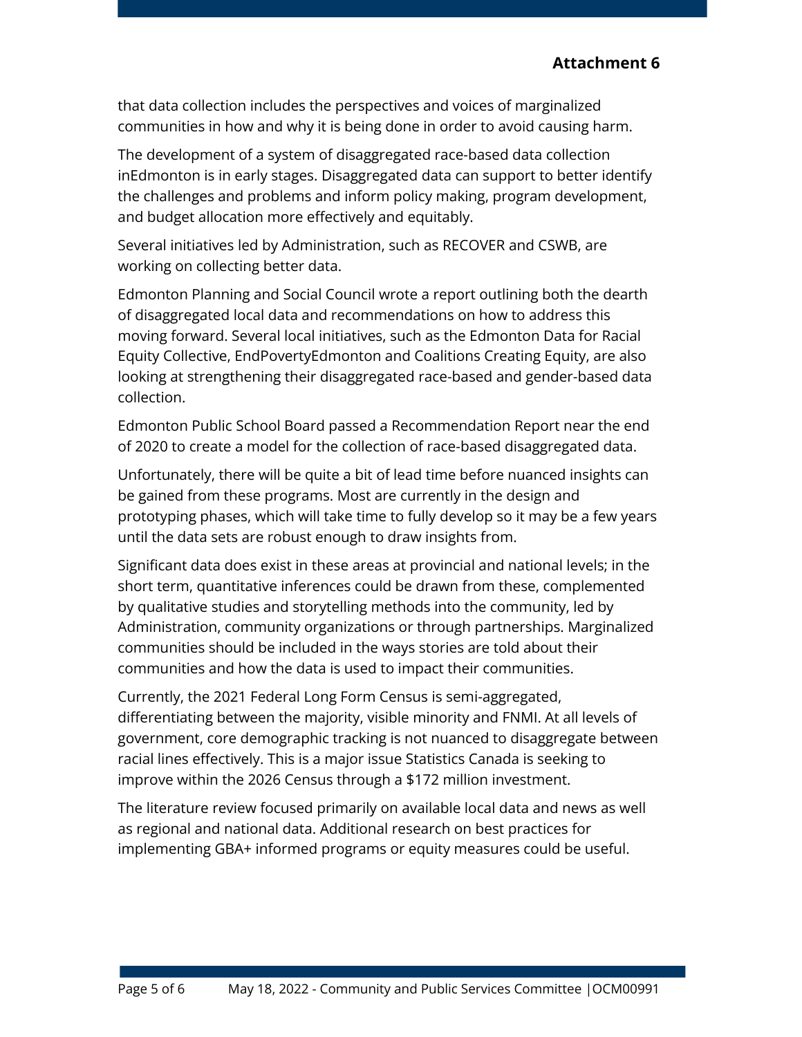that data collection includes the perspectives and voices of marginalized communities in how and why it is being done in order to avoid causing harm.

The development of a system of disaggregated race-based data collection inEdmonton is in early stages. Disaggregated data can support to better identify the challenges and problems and inform policy making, program development, and budget allocation more effectively and equitably.

Several initiatives led by Administration, such as RECOVER and CSWB, are working on collecting better data.

Edmonton Planning and Social Council wrote a report outlining both the dearth of disaggregated local data and recommendations on how to address this moving forward. Several local initiatives, such as the Edmonton Data for Racial Equity Collective, EndPovertyEdmonton and Coalitions Creating Equity, are also looking at strengthening their disaggregated race-based and gender-based data collection.

Edmonton Public School Board passed a Recommendation Report near the end of 2020 to create a model for the collection of race-based disaggregated data.

Unfortunately, there will be quite a bit of lead time before nuanced insights can be gained from these programs. Most are currently in the design and prototyping phases, which will take time to fully develop so it may be a few years until the data sets are robust enough to draw insights from.

Significant data does exist in these areas at provincial and national levels; in the short term, quantitative inferences could be drawn from these, complemented by qualitative studies and storytelling methods into the community, led by Administration, community organizations or through partnerships. Marginalized communities should be included in the ways stories are told about their communities and how the data is used to impact their communities.

Currently, the 2021 Federal Long Form Census is semi-aggregated, differentiating between the majority, visible minority and FNMI. At all levels of government, core demographic tracking is not nuanced to disaggregate between racial lines effectively. This is a major issue Statistics Canada is seeking to improve within the 2026 Census through a $172 million investment.

The literature review focused primarily on available local data and news as well as regional and national data. Additional research on best practices for implementing GBA+ informed programs or equity measures could be useful.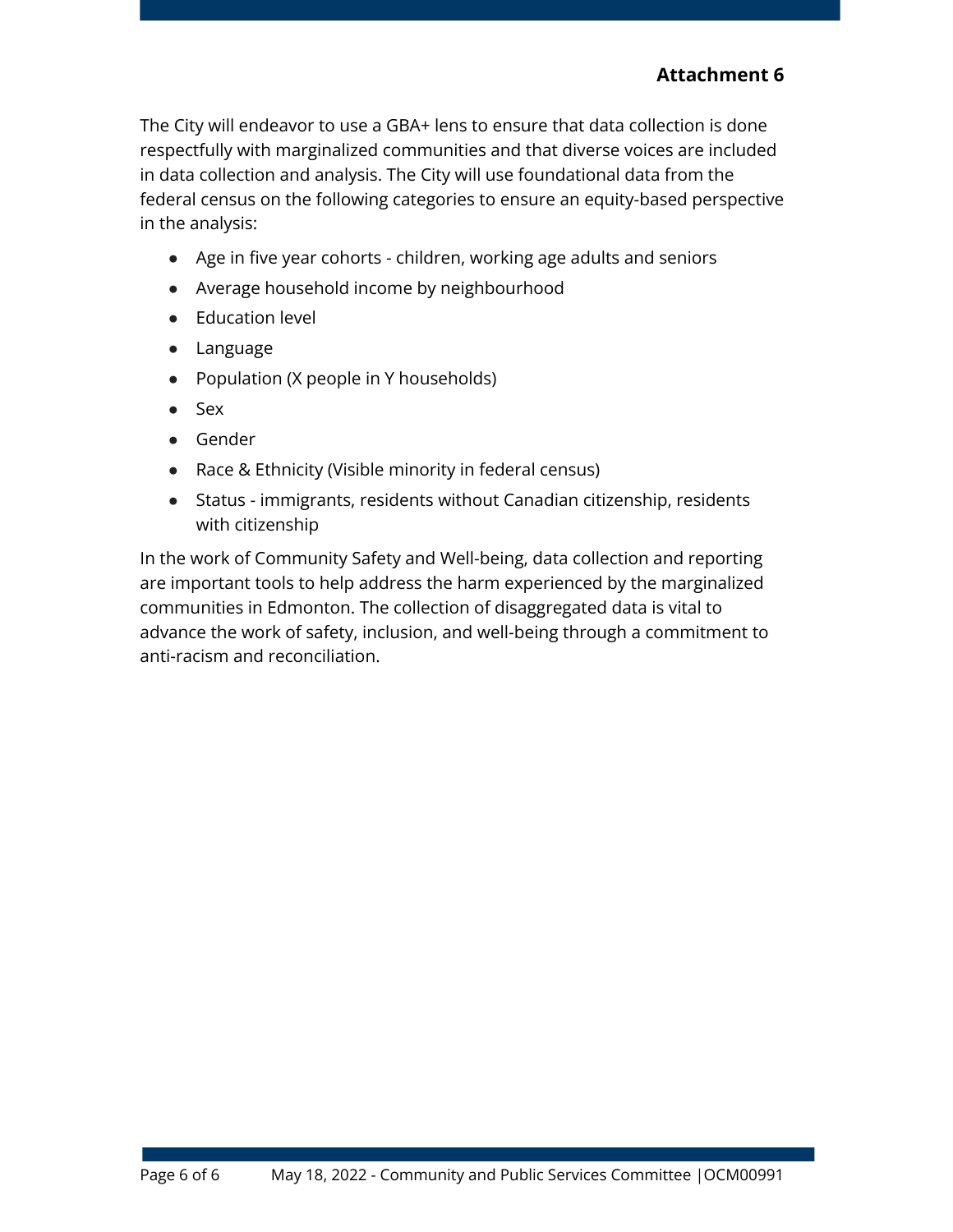**Attachment 6**

The City will endeavor to use a GBA+ lens to ensure that data collection is done respectfully with marginalized communities and that diverse voices are included in data collection and analysis. The City will use foundational data from the federal census on the following categories to ensure an equity-based perspective in the analysis:

- Age in five year cohorts - children, working age adults and seniors
- Average household income by neighbourhood
- Education level
- Language
- Population (X people in Y households)
- Sex
- Gender
- Race & Ethnicity (Visible minority in federal census)
- Status - immigrants, residents without Canadian citizenship, residents with citizenship

In the work of Community Safety and Well-being, data collection and reporting are important tools to help address the harm experienced by the marginalized communities in Edmonton. The collection of disaggregated data is vital to advance the work of safety, inclusion, and well-being through a commitment to anti-racism and reconciliation.